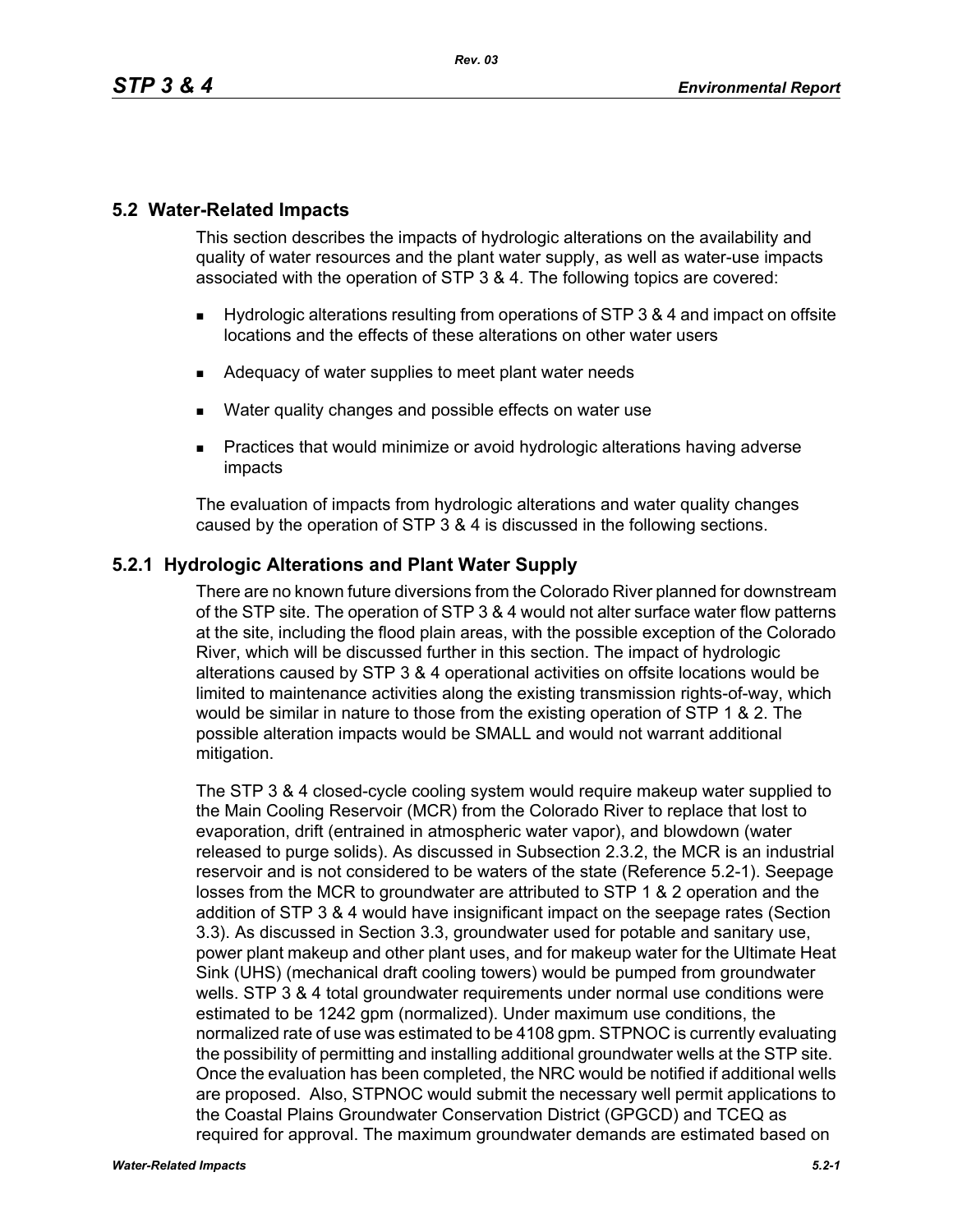## 5.2 Water-Related Impacts

This section describes the impacts of hydrologic alterations on the availability and quality of water resources and the plant water supply, as well as water-use impacts associated with the operation of STP 3 & 4. The following topics are covered:

- Hydrologic alterations resulting from operations of STP 3 & 4 and impact on offsite locations and the effects of these alterations on other water users
- Adequacy of water supplies to meet plant water needs
- Water quality changes and possible effects on water use
- Practices that would minimize or avoid hydrologic alterations having adverse impacts

The evaluation of impacts from hydrologic alterations and water quality changes caused by the operation of STP 3 & 4 is discussed in the following sections.

### 5.2.1 Hydrologic Alterations and Plant Water Supply

There are no known future diversions from the Colorado River planned for downstream of the STP site. The operation of STP 3 & 4 would not alter surface water flow patterns at the site, including the flood plain areas, with the possible exception of the Colorado River, which will be discussed further in this section. The impact of hydrologic alterations caused by STP 3 & 4 operational activities on offsite locations would be limited to maintenance activities along the existing transmission rights-of-way, which would be similar in nature to those from the existing operation of STP 1 & 2. The possible alteration impacts would be SMALL and would not warrant additional mitigation.

The STP 3 & 4 closed-cycle cooling system would require makeup water supplied to the Main Cooling Reservoir (MCR) from the Colorado River to replace that lost to evaporation, drift (entrained in atmospheric water vapor), and blowdown (water released to purge solids). As discussed in Subsection 2.3.2, the MCR is an industrial reservoir and is not considered to be waters of the state (Reference 5.2-1). Seepage losses from the MCR to groundwater are attributed to STP 1 & 2 operation and the addition of STP 3 & 4 would have insignificant impact on the seepage rates (Section 3.3). As discussed in Section 3.3, groundwater used for potable and sanitary use, power plant makeup and other plant uses, and for makeup water for the Ultimate Heat Sink (UHS) (mechanical draft cooling towers) would be pumped from groundwater wells. STP 3 & 4 total groundwater requirements under normal use conditions were estimated to be 1242 gpm (normalized). Under maximum use conditions, the normalized rate of use was estimated to be 4108 gpm. STPNOC is currently evaluating the possibility of permitting and installing additional groundwater wells at the STP site. Once the evaluation has been completed, the NRC would be notified if additional wells are proposed. Also, STPNOC would submit the necessary well permit applications to the Coastal Plains Groundwater Conservation District (GPGCD) and TCEQ as required for approval. The maximum groundwater demands are estimated based on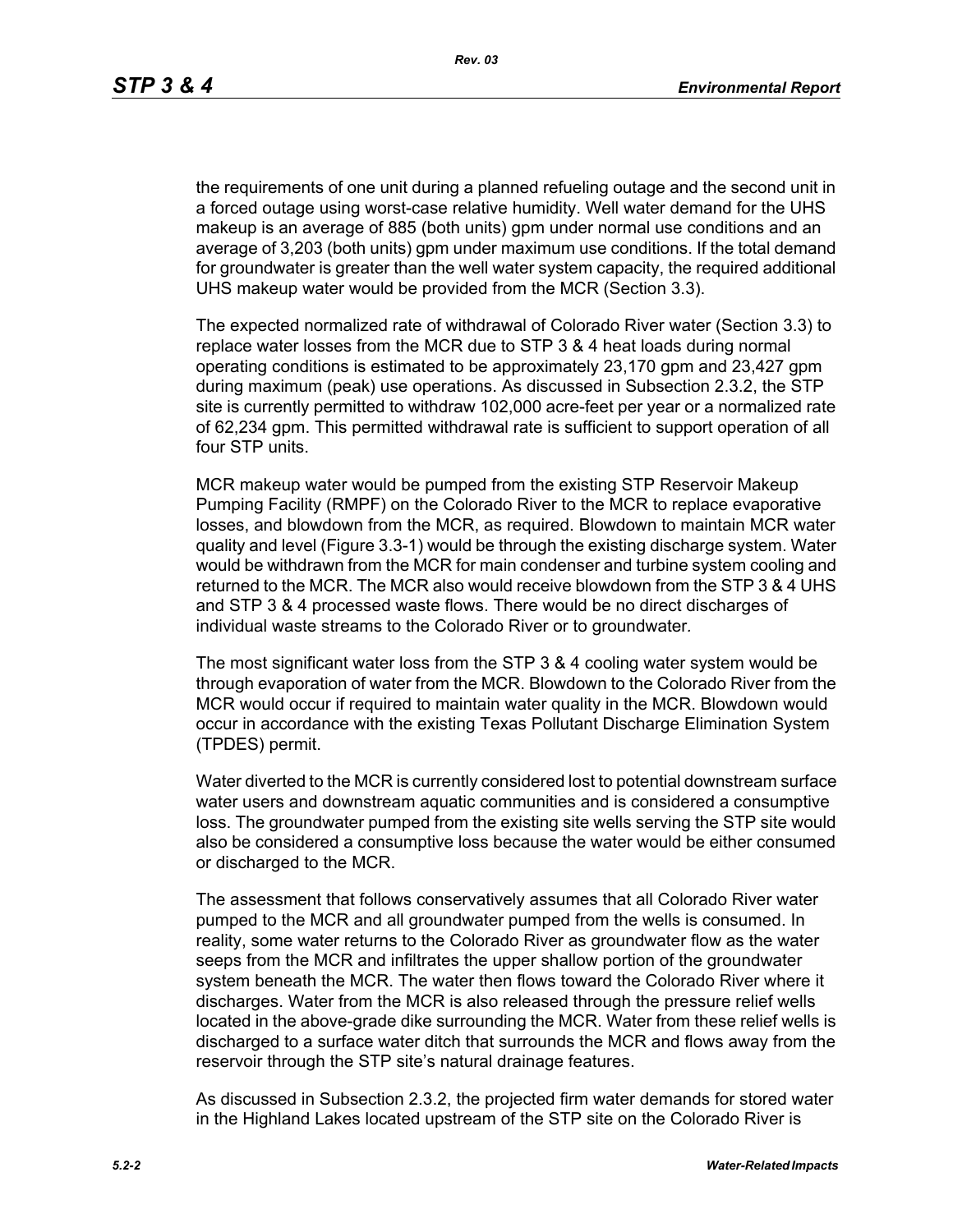the requirements of one unit during a planned refueling outage and the second unit in a forced outage using worst-case relative humidity. Well water demand for the UHS makeup is an average of 885 (both units) gpm under normal use conditions and an average of 3,203 (both units) gpm under maximum use conditions. If the total demand for groundwater is greater than the well water system capacity, the required additional UHS makeup water would be provided from the MCR (Section 3.3).

The expected normalized rate of withdrawal of Colorado River water (Section 3.3) to replace water losses from the MCR due to STP 3 & 4 heat loads during normal operating conditions is estimated to be approximately 23,170 gpm and 23,427 gpm during maximum (peak) use operations. As discussed in Subsection 2.3.2, the STP site is currently permitted to withdraw 102,000 acre-feet per year or a normalized rate of 62,234 gpm. This permitted withdrawal rate is sufficient to support operation of all four STP units.

MCR makeup water would be pumped from the existing STP Reservoir Makeup Pumping Facility (RMPF) on the Colorado River to the MCR to replace evaporative losses, and blowdown from the MCR, as required. Blowdown to maintain MCR water quality and level (Figure 3.3-1) would be through the existing discharge system. Water would be withdrawn from the MCR for main condenser and turbine system cooling and returned to the MCR. The MCR also would receive blowdown from the STP 3 & 4 UHS and STP 3 & 4 processed waste flows. There would be no direct discharges of individual waste streams to the Colorado River or to groundwater.

The most significant water loss from the STP 3 & 4 cooling water system would be through evaporation of water from the MCR. Blowdown to the Colorado River from the MCR would occur if required to maintain water quality in the MCR. Blowdown would occur in accordance with the existing Texas Pollutant Discharge Elimination System (TPDES) permit.

Water diverted to the MCR is currently considered lost to potential downstream surface water users and downstream aquatic communities and is considered a consumptive loss. The groundwater pumped from the existing site wells serving the STP site would also be considered a consumptive loss because the water would be either consumed or discharged to the MCR.

The assessment that follows conservatively assumes that all Colorado River water pumped to the MCR and all groundwater pumped from the wells is consumed. In reality, some water returns to the Colorado River as groundwater flow as the water seeps from the MCR and infiltrates the upper shallow portion of the groundwater system beneath the MCR. The water then flows toward the Colorado River where it discharges. Water from the MCR is also released through the pressure relief wells located in the above-grade dike surrounding the MCR. Water from these relief wells is discharged to a surface water ditch that surrounds the MCR and flows away from the reservoir through the STP site's natural drainage features.

As discussed in Subsection 2.3.2, the projected firm water demands for stored water in the Highland Lakes located upstream of the STP site on the Colorado River is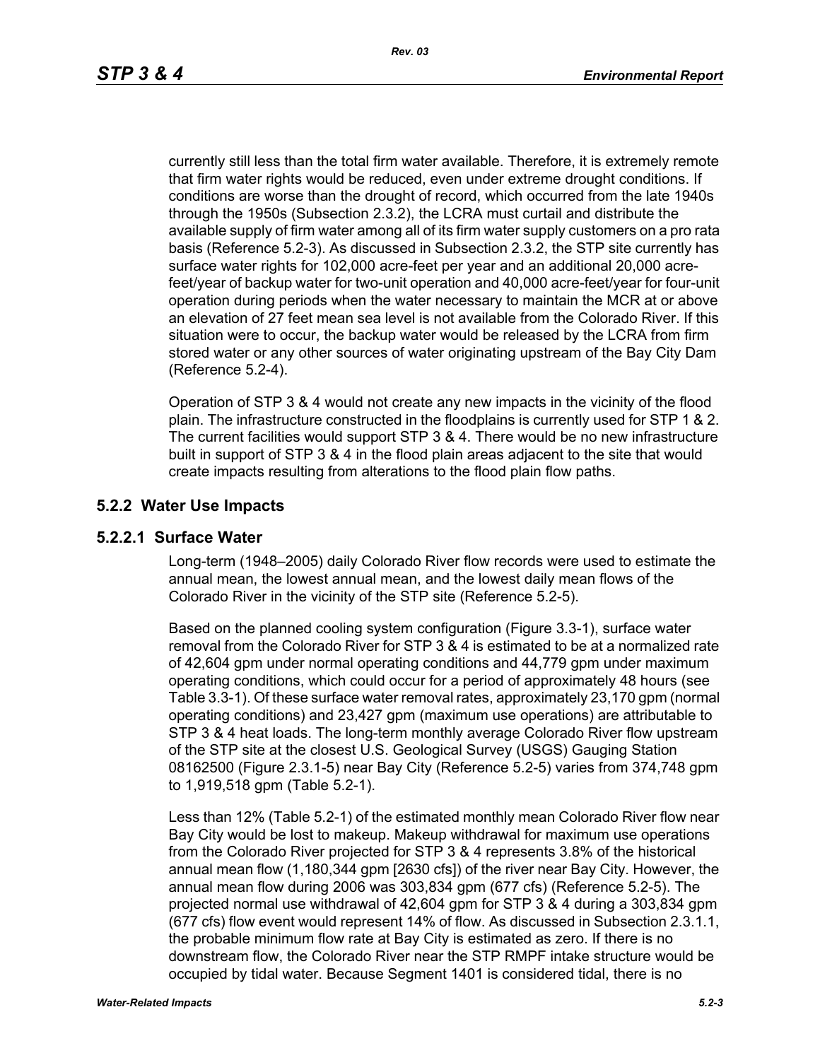currently still less than the total firm water available. Therefore, it is extremely remote that firm water rights would be reduced, even under extreme drought conditions. If conditions are worse than the drought of record, which occurred from the late 1940s through the 1950s (Subsection 2.3.2), the LCRA must curtail and distribute the available supply of firm water among all of its firm water supply customers on a pro rata basis (Reference 5.2-3). As discussed in Subsection 2.3.2, the STP site currently has surface water rights for 102,000 acre-feet per year and an additional 20,000 acre-feet/year of backup water for two-unit operation and 40,000 acre-feet/year for four-unit operation during periods when the water necessary to maintain the MCR at or above an elevation of 27 feet mean sea level is not available from the Colorado River. If this situation were to occur, the backup water would be released by the LCRA from firm stored water or any other sources of water originating upstream of the Bay City Dam (Reference 5.2-4).

Operation of STP 3 & 4 would not create any new impacts in the vicinity of the flood plain. The infrastructure constructed in the floodplains is currently used for STP 1 & 2. The current facilities would support STP 3 & 4. There would be no new infrastructure built in support of STP 3 & 4 in the flood plain areas adjacent to the site that would create impacts resulting from alterations to the flood plain flow paths.

## 5.2.2 Water Use Impacts

### 5.2.2.1 Surface Water

Long-term (1948–2005) daily Colorado River flow records were used to estimate the annual mean, the lowest annual mean, and the lowest daily mean flows of the Colorado River in the vicinity of the STP site (Reference 5.2-5).

Based on the planned cooling system configuration (Figure 3.3-1), surface water removal from the Colorado River for STP 3 & 4 is estimated to be at a normalized rate of 42,604 gpm under normal operating conditions and 44,779 gpm under maximum operating conditions, which could occur for a period of approximately 48 hours (see Table 3.3-1). Of these surface water removal rates, approximately 23,170 gpm (normal operating conditions) and 23,427 gpm (maximum use operations) are attributable to STP 3 & 4 heat loads. The long-term monthly average Colorado River flow upstream of the STP site at the closest U.S. Geological Survey (USGS) Gauging Station 08162500 (Figure 2.3.1-5) near Bay City (Reference 5.2-5) varies from 374,748 gpm to 1,919,518 gpm (Table 5.2-1).

Less than 12% (Table 5.2-1) of the estimated monthly mean Colorado River flow near Bay City would be lost to makeup. Makeup withdrawal for maximum use operations from the Colorado River projected for STP 3 & 4 represents 3.8% of the historical annual mean flow (1,180,344 gpm [2630 cfs]) of the river near Bay City. However, the annual mean flow during 2006 was 303,834 gpm (677 cfs) (Reference 5.2-5). The projected normal use withdrawal of 42,604 gpm for STP 3 & 4 during a 303,834 gpm (677 cfs) flow event would represent 14% of flow. As discussed in Subsection 2.3.1.1, the probable minimum flow rate at Bay City is estimated as zero. If there is no downstream flow, the Colorado River near the STP RMPF intake structure would be occupied by tidal water. Because Segment 1401 is considered tidal, there is no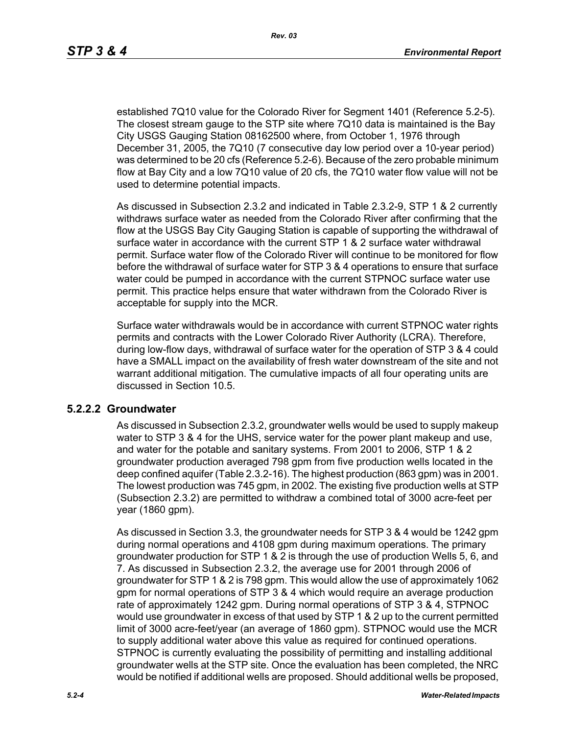established 7Q10 value for the Colorado River for Segment 1401 (Reference 5.2-5). The closest stream gauge to the STP site where 7Q10 data is maintained is the Bay City USGS Gauging Station 08162500 where, from October 1, 1976 through December 31, 2005, the 7Q10 (7 consecutive day low period over a 10-year period) was determined to be 20 cfs (Reference 5.2-6). Because of the zero probable minimum flow at Bay City and a low 7Q10 value of 20 cfs, the 7Q10 water flow value will not be used to determine potential impacts.

As discussed in Subsection 2.3.2 and indicated in Table 2.3.2-9, STP 1 & 2 currently withdraws surface water as needed from the Colorado River after confirming that the flow at the USGS Bay City Gauging Station is capable of supporting the withdrawal of surface water in accordance with the current STP 1 & 2 surface water withdrawal permit. Surface water flow of the Colorado River will continue to be monitored for flow before the withdrawal of surface water for STP 3 & 4 operations to ensure that surface water could be pumped in accordance with the current STPNOC surface water use permit. This practice helps ensure that water withdrawn from the Colorado River is acceptable for supply into the MCR.

Surface water withdrawals would be in accordance with current STPNOC water rights permits and contracts with the Lower Colorado River Authority (LCRA). Therefore, during low-flow days, withdrawal of surface water for the operation of STP 3 & 4 could have a SMALL impact on the availability of fresh water downstream of the site and not warrant additional mitigation. The cumulative impacts of all four operating units are discussed in Section 10.5.

### 5.2.2.2 Groundwater

As discussed in Subsection 2.3.2, groundwater wells would be used to supply makeup water to STP 3 & 4 for the UHS, service water for the power plant makeup and use, and water for the potable and sanitary systems. From 2001 to 2006, STP 1 & 2 groundwater production averaged 798 gpm from five production wells located in the deep confined aquifer (Table 2.3.2-16). The highest production (863 gpm) was in 2001. The lowest production was 745 gpm, in 2002. The existing five production wells at STP (Subsection 2.3.2) are permitted to withdraw a combined total of 3000 acre-feet per year (1860 gpm).

As discussed in Section 3.3, the groundwater needs for STP 3 & 4 would be 1242 gpm during normal operations and 4108 gpm during maximum operations. The primary groundwater production for STP 1 & 2 is through the use of production Wells 5, 6, and 7. As discussed in Subsection 2.3.2, the average use for 2001 through 2006 of groundwater for STP 1 & 2 is 798 gpm. This would allow the use of approximately 1062 gpm for normal operations of STP 3 & 4 which would require an average production rate of approximately 1242 gpm. During normal operations of STP 3 & 4, STPNOC would use groundwater in excess of that used by STP 1 & 2 up to the current permitted limit of 3000 acre-feet/year (an average of 1860 gpm). STPNOC would use the MCR to supply additional water above this value as required for continued operations. STPNOC is currently evaluating the possibility of permitting and installing additional groundwater wells at the STP site. Once the evaluation has been completed, the NRC would be notified if additional wells are proposed. Should additional wells be proposed,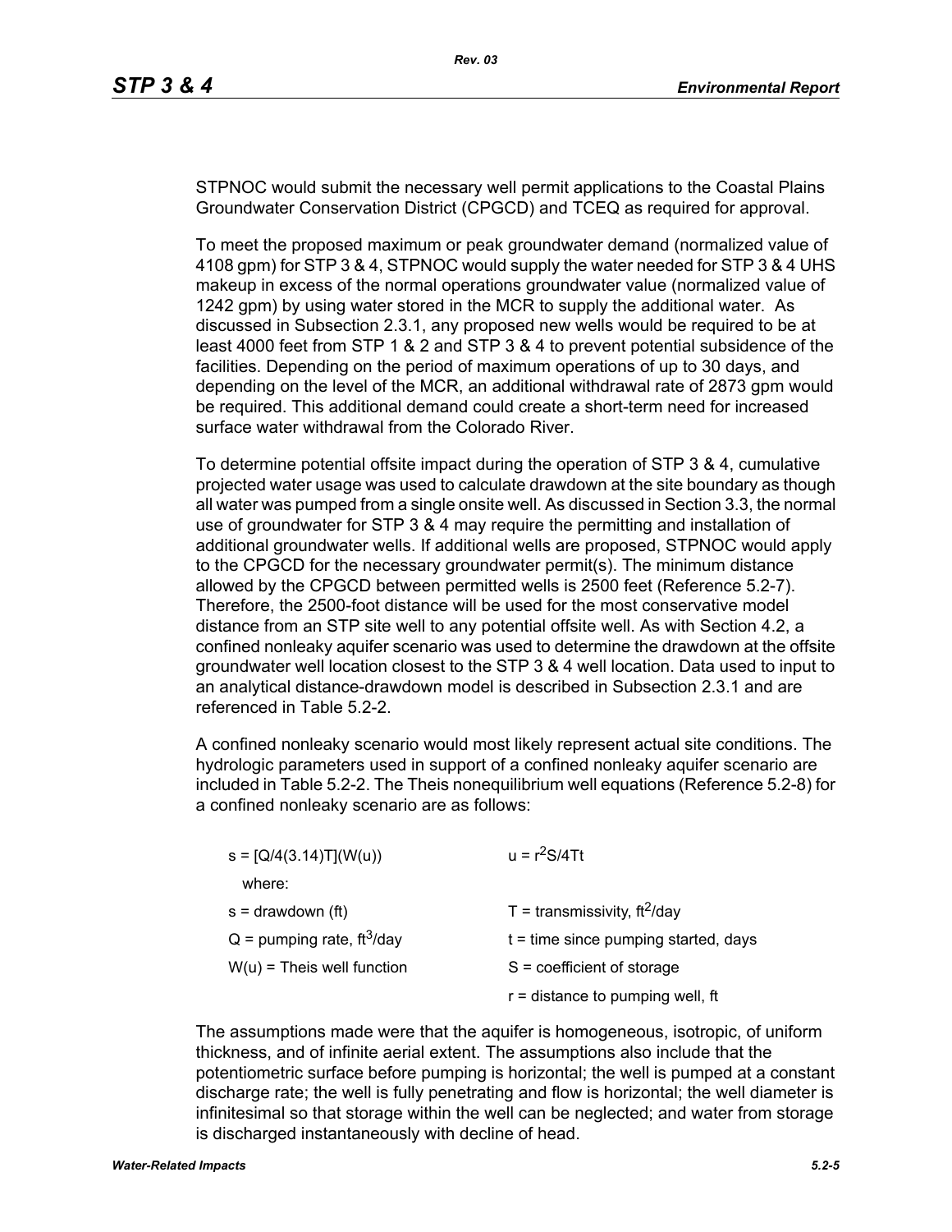STPNOC would submit the necessary well permit applications to the Coastal Plains Groundwater Conservation District (CPGCD) and TCEQ as required for approval.

To meet the proposed maximum or peak groundwater demand (normalized value of 4108 gpm) for STP 3 & 4, STPNOC would supply the water needed for STP 3 & 4 UHS makeup in excess of the normal operations groundwater value (normalized value of 1242 gpm) by using water stored in the MCR to supply the additional water. As discussed in Subsection 2.3.1, any proposed new wells would be required to be at least 4000 feet from STP 1 & 2 and STP 3 & 4 to prevent potential subsidence of the facilities. Depending on the period of maximum operations of up to 30 days, and depending on the level of the MCR, an additional withdrawal rate of 2873 gpm would be required. This additional demand could create a short-term need for increased surface water withdrawal from the Colorado River.

To determine potential offsite impact during the operation of STP 3 & 4, cumulative projected water usage was used to calculate drawdown at the site boundary as though all water was pumped from a single onsite well. As discussed in Section 3.3, the normal use of groundwater for STP 3 & 4 may require the permitting and installation of additional groundwater wells. If additional wells are proposed, STPNOC would apply to the CPGCD for the necessary groundwater permit(s). The minimum distance allowed by the CPGCD between permitted wells is 2500 feet (Reference 5.2-7). Therefore, the 2500-foot distance will be used for the most conservative model distance from an STP site well to any potential offsite well. As with Section 4.2, a confined nonleaky aquifer scenario was used to determine the drawdown at the offsite groundwater well location closest to the STP 3 & 4 well location. Data used to input to an analytical distance-drawdown model is described in Subsection 2.3.1 and are referenced in Table 5.2-2.

A confined nonleaky scenario would most likely represent actual site conditions. The hydrologic parameters used in support of a confined nonleaky aquifer scenario are included in Table 5.2-2. The Theis nonequilibrium well equations (Reference 5.2-8) for a confined nonleaky scenario are as follows:

$$s = [Q/4(3.14)T](W(u)) \qquad u = r^2S/4Tt$$

where:

| | |
|---|---|
| $s$ = drawdown (ft) | $T$ = transmissivity, $ft^2$/day |
| $Q$ = pumping rate, $ft^3$/day | $t$ = time since pumping started, days |
| $W(u)$ = Theis well function | $S$ = coefficient of storage |
| | $r$ = distance to pumping well, ft |

The assumptions made were that the aquifer is homogeneous, isotropic, of uniform thickness, and of infinite aerial extent. The assumptions also include that the potentiometric surface before pumping is horizontal; the well is pumped at a constant discharge rate; the well is fully penetrating and flow is horizontal; the well diameter is infinitesimal so that storage within the well can be neglected; and water from storage is discharged instantaneously with decline of head.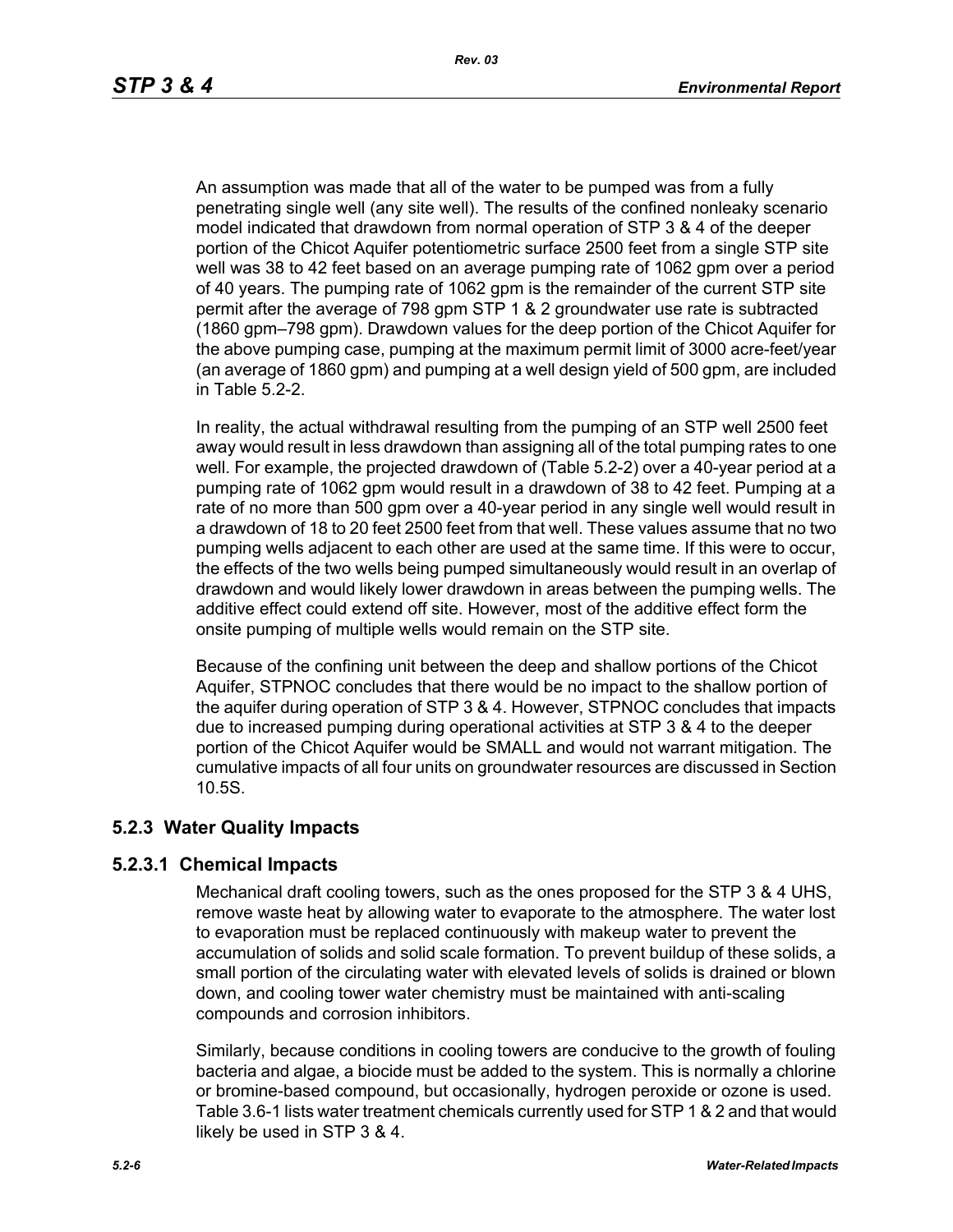An assumption was made that all of the water to be pumped was from a fully penetrating single well (any site well). The results of the confined nonleaky scenario model indicated that drawdown from normal operation of STP 3 & 4 of the deeper portion of the Chicot Aquifer potentiometric surface 2500 feet from a single STP site well was 38 to 42 feet based on an average pumping rate of 1062 gpm over a period of 40 years. The pumping rate of 1062 gpm is the remainder of the current STP site permit after the average of 798 gpm STP 1 & 2 groundwater use rate is subtracted (1860 gpm–798 gpm). Drawdown values for the deep portion of the Chicot Aquifer for the above pumping case, pumping at the maximum permit limit of 3000 acre-feet/year (an average of 1860 gpm) and pumping at a well design yield of 500 gpm, are included in Table 5.2-2.

In reality, the actual withdrawal resulting from the pumping of an STP well 2500 feet away would result in less drawdown than assigning all of the total pumping rates to one well. For example, the projected drawdown of (Table 5.2-2) over a 40-year period at a pumping rate of 1062 gpm would result in a drawdown of 38 to 42 feet. Pumping at a rate of no more than 500 gpm over a 40-year period in any single well would result in a drawdown of 18 to 20 feet 2500 feet from that well. These values assume that no two pumping wells adjacent to each other are used at the same time. If this were to occur, the effects of the two wells being pumped simultaneously would result in an overlap of drawdown and would likely lower drawdown in areas between the pumping wells. The additive effect could extend off site. However, most of the additive effect form the onsite pumping of multiple wells would remain on the STP site.

Because of the confining unit between the deep and shallow portions of the Chicot Aquifer, STPNOC concludes that there would be no impact to the shallow portion of the aquifer during operation of STP 3 & 4. However, STPNOC concludes that impacts due to increased pumping during operational activities at STP 3 & 4 to the deeper portion of the Chicot Aquifer would be SMALL and would not warrant mitigation. The cumulative impacts of all four units on groundwater resources are discussed in Section 10.5S.

## 5.2.3 Water Quality Impacts

### 5.2.3.1 Chemical Impacts

Mechanical draft cooling towers, such as the ones proposed for the STP 3 & 4 UHS, remove waste heat by allowing water to evaporate to the atmosphere. The water lost to evaporation must be replaced continuously with makeup water to prevent the accumulation of solids and solid scale formation. To prevent buildup of these solids, a small portion of the circulating water with elevated levels of solids is drained or blown down, and cooling tower water chemistry must be maintained with anti-scaling compounds and corrosion inhibitors.

Similarly, because conditions in cooling towers are conducive to the growth of fouling bacteria and algae, a biocide must be added to the system. This is normally a chlorine or bromine-based compound, but occasionally, hydrogen peroxide or ozone is used. Table 3.6-1 lists water treatment chemicals currently used for STP 1 & 2 and that would likely be used in STP 3 & 4.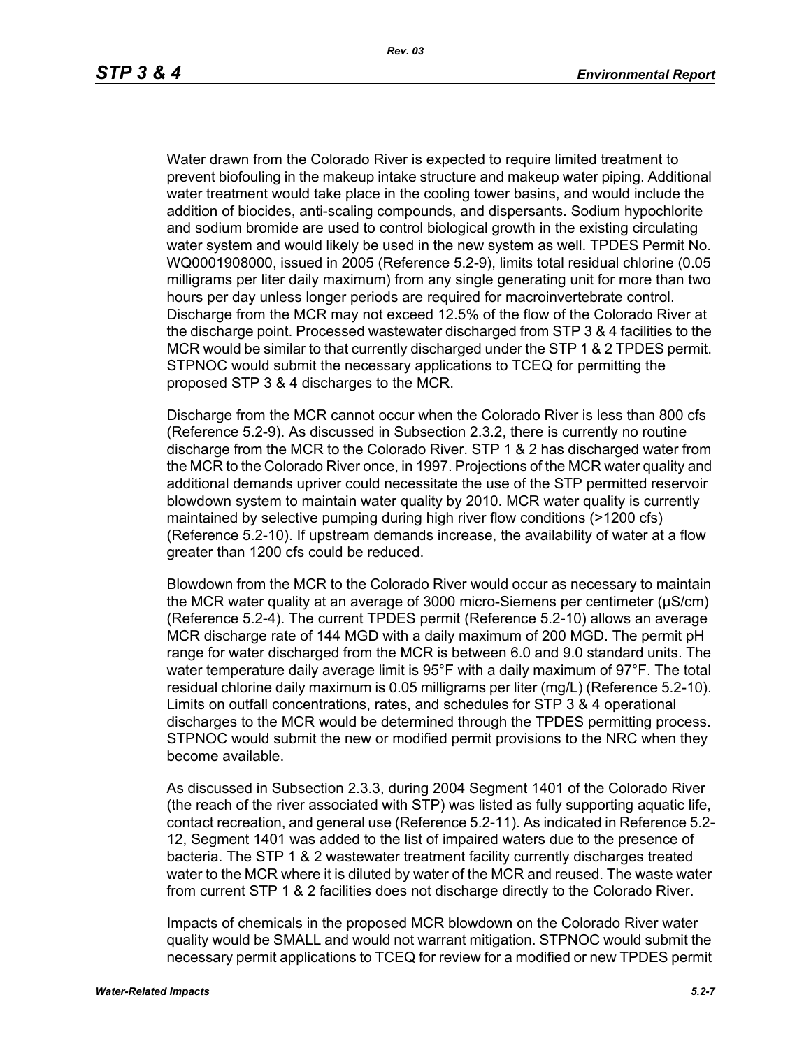Water drawn from the Colorado River is expected to require limited treatment to prevent biofouling in the makeup intake structure and makeup water piping. Additional water treatment would take place in the cooling tower basins, and would include the addition of biocides, anti-scaling compounds, and dispersants. Sodium hypochlorite and sodium bromide are used to control biological growth in the existing circulating water system and would likely be used in the new system as well. TPDES Permit No. WQ0001908000, issued in 2005 (Reference 5.2-9), limits total residual chlorine (0.05 milligrams per liter daily maximum) from any single generating unit for more than two hours per day unless longer periods are required for macroinvertebrate control. Discharge from the MCR may not exceed 12.5% of the flow of the Colorado River at the discharge point. Processed wastewater discharged from STP 3 & 4 facilities to the MCR would be similar to that currently discharged under the STP 1 & 2 TPDES permit. STPNOC would submit the necessary applications to TCEQ for permitting the proposed STP 3 & 4 discharges to the MCR.

Discharge from the MCR cannot occur when the Colorado River is less than 800 cfs (Reference 5.2-9). As discussed in Subsection 2.3.2, there is currently no routine discharge from the MCR to the Colorado River. STP 1 & 2 has discharged water from the MCR to the Colorado River once, in 1997. Projections of the MCR water quality and additional demands upriver could necessitate the use of the STP permitted reservoir blowdown system to maintain water quality by 2010. MCR water quality is currently maintained by selective pumping during high river flow conditions (>1200 cfs) (Reference 5.2-10). If upstream demands increase, the availability of water at a flow greater than 1200 cfs could be reduced.

Blowdown from the MCR to the Colorado River would occur as necessary to maintain the MCR water quality at an average of 3000 micro-Siemens per centimeter (μS/cm) (Reference 5.2-4). The current TPDES permit (Reference 5.2-10) allows an average MCR discharge rate of 144 MGD with a daily maximum of 200 MGD. The permit pH range for water discharged from the MCR is between 6.0 and 9.0 standard units. The water temperature daily average limit is 95°F with a daily maximum of 97°F. The total residual chlorine daily maximum is 0.05 milligrams per liter (mg/L) (Reference 5.2-10). Limits on outfall concentrations, rates, and schedules for STP 3 & 4 operational discharges to the MCR would be determined through the TPDES permitting process. STPNOC would submit the new or modified permit provisions to the NRC when they become available.

As discussed in Subsection 2.3.3, during 2004 Segment 1401 of the Colorado River (the reach of the river associated with STP) was listed as fully supporting aquatic life, contact recreation, and general use (Reference 5.2-11). As indicated in Reference 5.2-12, Segment 1401 was added to the list of impaired waters due to the presence of bacteria. The STP 1 & 2 wastewater treatment facility currently discharges treated water to the MCR where it is diluted by water of the MCR and reused. The waste water from current STP 1 & 2 facilities does not discharge directly to the Colorado River.

Impacts of chemicals in the proposed MCR blowdown on the Colorado River water quality would be SMALL and would not warrant mitigation. STPNOC would submit the necessary permit applications to TCEQ for review for a modified or new TPDES permit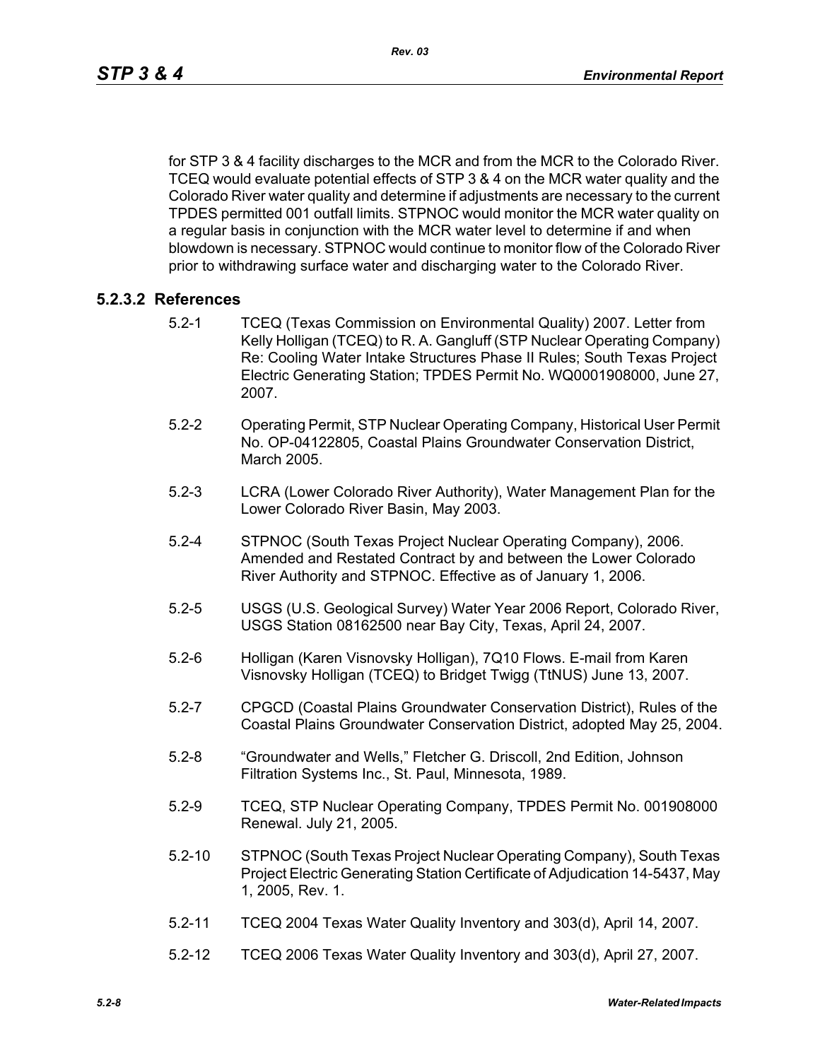for STP 3 & 4 facility discharges to the MCR and from the MCR to the Colorado River. TCEQ would evaluate potential effects of STP 3 & 4 on the MCR water quality and the Colorado River water quality and determine if adjustments are necessary to the current TPDES permitted 001 outfall limits. STPNOC would monitor the MCR water quality on a regular basis in conjunction with the MCR water level to determine if and when blowdown is necessary. STPNOC would continue to monitor flow of the Colorado River prior to withdrawing surface water and discharging water to the Colorado River.

### 5.2.3.2 References

5.2-1 TCEQ (Texas Commission on Environmental Quality) 2007. Letter from Kelly Holligan (TCEQ) to R. A. Gangluff (STP Nuclear Operating Company) Re: Cooling Water Intake Structures Phase II Rules; South Texas Project Electric Generating Station; TPDES Permit No. WQ0001908000, June 27, 2007.

5.2-2 Operating Permit, STP Nuclear Operating Company, Historical User Permit No. OP-04122805, Coastal Plains Groundwater Conservation District, March 2005.

5.2-3 LCRA (Lower Colorado River Authority), Water Management Plan for the Lower Colorado River Basin, May 2003.

5.2-4 STPNOC (South Texas Project Nuclear Operating Company), 2006. Amended and Restated Contract by and between the Lower Colorado River Authority and STPNOC. Effective as of January 1, 2006.

5.2-5 USGS (U.S. Geological Survey) Water Year 2006 Report, Colorado River, USGS Station 08162500 near Bay City, Texas, April 24, 2007.

5.2-6 Holligan (Karen Visnovsky Holligan), 7Q10 Flows. E-mail from Karen Visnovsky Holligan (TCEQ) to Bridget Twigg (TtNUS) June 13, 2007.

5.2-7 CPGCD (Coastal Plains Groundwater Conservation District), Rules of the Coastal Plains Groundwater Conservation District, adopted May 25, 2004.

5.2-8 "Groundwater and Wells," Fletcher G. Driscoll, 2nd Edition, Johnson Filtration Systems Inc., St. Paul, Minnesota, 1989.

5.2-9 TCEQ, STP Nuclear Operating Company, TPDES Permit No. 001908000 Renewal. July 21, 2005.

5.2-10 STPNOC (South Texas Project Nuclear Operating Company), South Texas Project Electric Generating Station Certificate of Adjudication 14-5437, May 1, 2005, Rev. 1.

5.2-11 TCEQ 2004 Texas Water Quality Inventory and 303(d), April 14, 2007.

5.2-12 TCEQ 2006 Texas Water Quality Inventory and 303(d), April 27, 2007.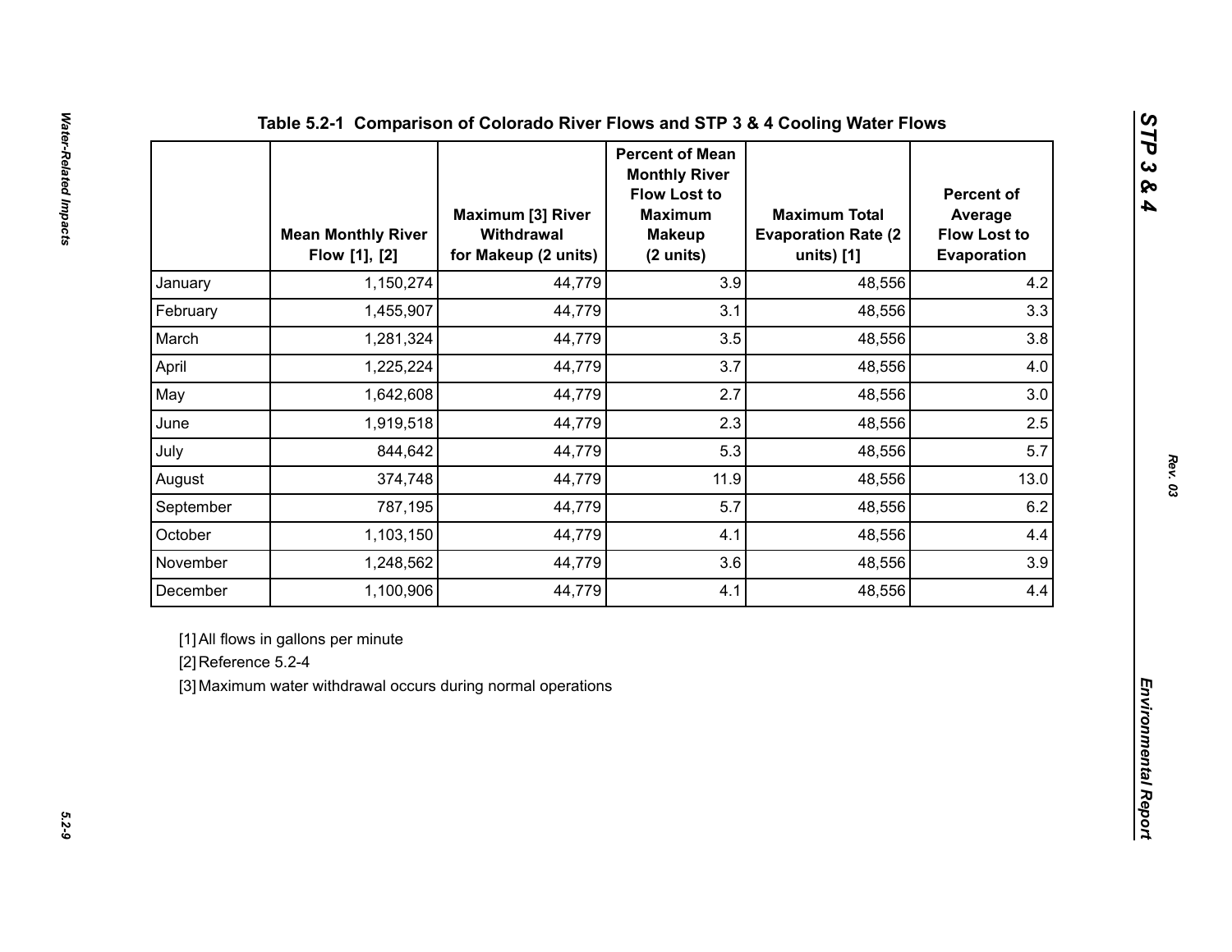**Table 5.2-1 Comparison of Colorado River Flows and STP 3 & 4 Cooling Water Flows**

| | Mean Monthly River Flow [1], [2] | Maximum [3] River Withdrawal for Makeup (2 units) | Percent of Mean Monthly River Flow Lost to Maximum Makeup (2 units) | Maximum Total Evaporation Rate (2 units) [1] | Percent of Average Flow Lost to Evaporation |
|---|---|---|---|---|---|
| January | 1,150,274 | 44,779 | 3.9 | 48,556 | 4.2 |
| February | 1,455,907 | 44,779 | 3.1 | 48,556 | 3.3 |
| March | 1,281,324 | 44,779 | 3.5 | 48,556 | 3.8 |
| April | 1,225,224 | 44,779 | 3.7 | 48,556 | 4.0 |
| May | 1,642,608 | 44,779 | 2.7 | 48,556 | 3.0 |
| June | 1,919,518 | 44,779 | 2.3 | 48,556 | 2.5 |
| July | 844,642 | 44,779 | 5.3 | 48,556 | 5.7 |
| August | 374,748 | 44,779 | 11.9 | 48,556 | 13.0 |
| September | 787,195 | 44,779 | 5.7 | 48,556 | 6.2 |
| October | 1,103,150 | 44,779 | 4.1 | 48,556 | 4.4 |
| November | 1,248,562 | 44,779 | 3.6 | 48,556 | 3.9 |
| December | 1,100,906 | 44,779 | 4.1 | 48,556 | 4.4 |

[1] All flows in gallons per minute

[2] Reference 5.2-4

[3] Maximum water withdrawal occurs during normal operations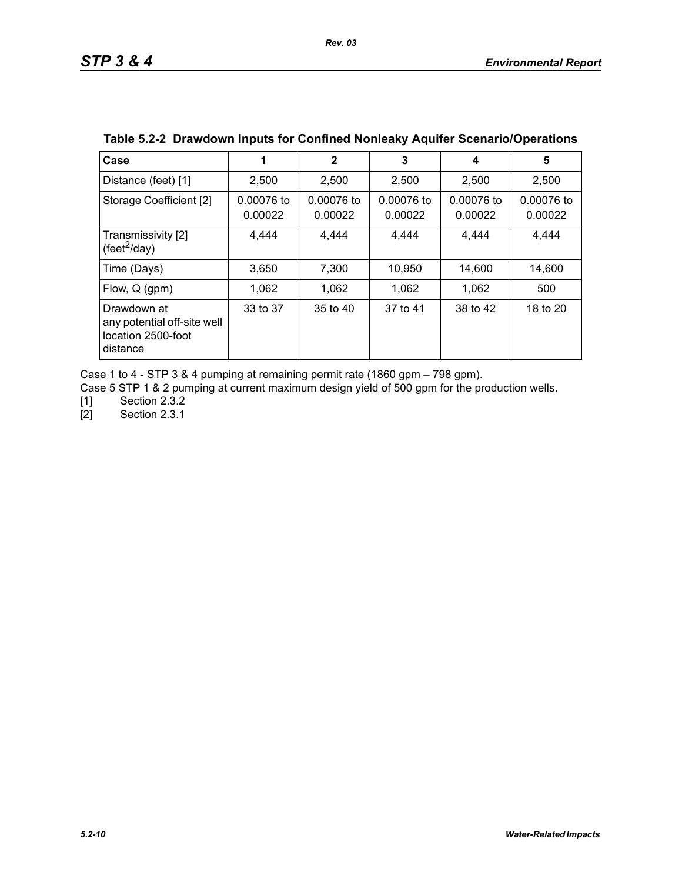**Table 5.2-2 Drawdown Inputs for Confined Nonleaky Aquifer Scenario/Operations**

| Case | 1 | 2 | 3 | 4 | 5 |
|---|---|---|---|---|---|
| Distance (feet) [1] | 2,500 | 2,500 | 2,500 | 2,500 | 2,500 |
| Storage Coefficient [2] | 0.00076 to 0.00022 | 0.00076 to 0.00022 | 0.00076 to 0.00022 | 0.00076 to 0.00022 | 0.00076 to 0.00022 |
| Transmissivity [2] (feet$^2$/day) | 4,444 | 4,444 | 4,444 | 4,444 | 4,444 |
| Time (Days) | 3,650 | 7,300 | 10,950 | 14,600 | 14,600 |
| Flow, Q (gpm) | 1,062 | 1,062 | 1,062 | 1,062 | 500 |
| Drawdown at any potential off-site well location 2500-foot distance | 33 to 37 | 35 to 40 | 37 to 41 | 38 to 42 | 18 to 20 |

Case 1 to 4 - STP 3 & 4 pumping at remaining permit rate (1860 gpm – 798 gpm).

Case 5 STP 1 & 2 pumping at current maximum design yield of 500 gpm for the production wells.

[1] Section 2.3.2

[2] Section 2.3.1